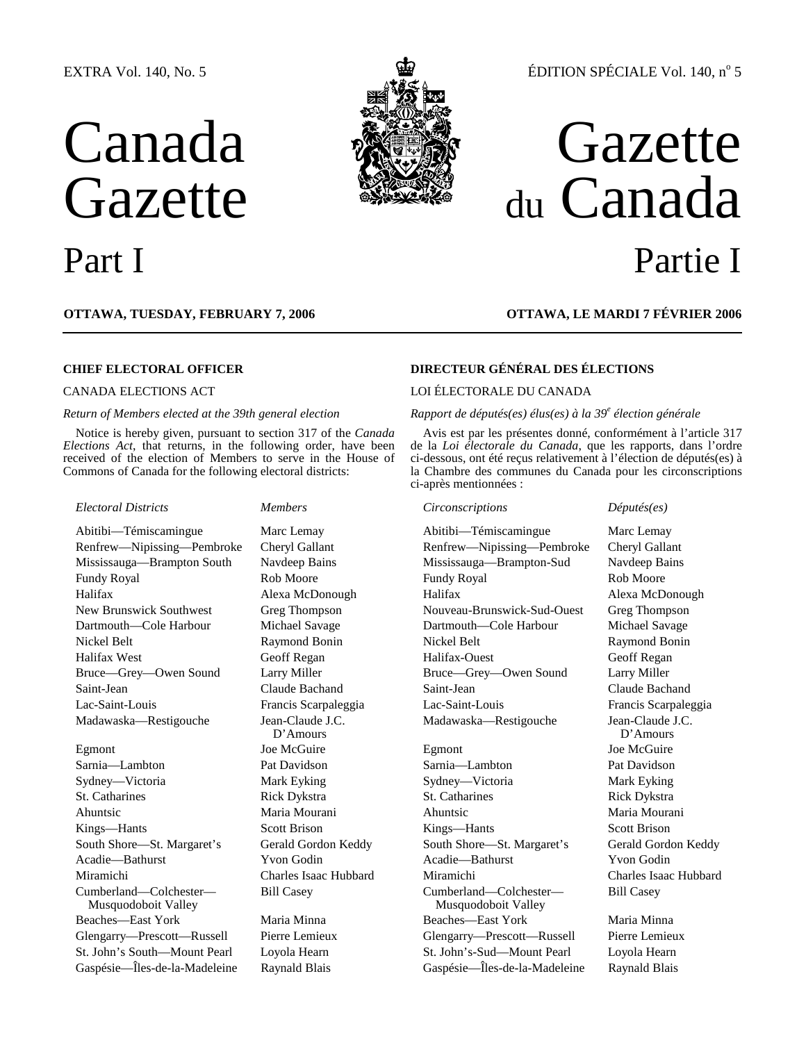EXTRA Vol. 140, No. 5 ÉDITION SPÉCIALE Vol. 140, nº 5

# Canada Gazette Part I

# Gazette du Canada Partie I

**OTTAWA, TUESDAY, FEBRUARY 7, 2006**

**OTTAWA, LE MARDI 7 FÉVRIER 2006**

## CHIEF ELECTORAL OFFICER

CANADA ELECTIONS ACT

*Return of Members elected at the 39th general election*

Notice is hereby given, pursuant to section 317 of the *Canada Elections Act*, that returns, in the following order, have been received of the election of Members to serve in the House of Commons of Canada for the following electoral districts:

| *Electoral Districts* | *Members* |
|---|---|
| Abitibi—Témiscamingue | Marc Lemay |
| Renfrew—Nipissing—Pembroke | Cheryl Gallant |
| Mississauga—Brampton South | Navdeep Bains |
| Fundy Royal | Rob Moore |
| Halifax | Alexa McDonough |
| New Brunswick Southwest | Greg Thompson |
| Dartmouth—Cole Harbour | Michael Savage |
| Nickel Belt | Raymond Bonin |
| Halifax West | Geoff Regan |
| Bruce—Grey—Owen Sound | Larry Miller |
| Saint-Jean | Claude Bachand |
| Lac-Saint-Louis | Francis Scarpaleggia |
| Madawaska—Restigouche | Jean-Claude J.C. D'Amours |
| Egmont | Joe McGuire |
| Sarnia—Lambton | Pat Davidson |
| Sydney—Victoria | Mark Eyking |
| St. Catharines | Rick Dykstra |
| Ahuntsic | Maria Mourani |
| Kings—Hants | Scott Brison |
| South Shore—St. Margaret's | Gerald Gordon Keddy |
| Acadie—Bathurst | Yvon Godin |
| Miramichi | Charles Isaac Hubbard |
| Cumberland—Colchester—Musquodoboit Valley | Bill Casey |
| Beaches—East York | Maria Minna |
| Glengarry—Prescott—Russell | Pierre Lemieux |
| St. John's South—Mount Pearl | Loyola Hearn |
| Gaspésie—Îles-de-la-Madeleine | Raynald Blais |

## DIRECTEUR GÉNÉRAL DES ÉLECTIONS

LOI ÉLECTORALE DU CANADA

*Rapport de députés(es) élus(es) à la 39e élection générale*

Avis est par les présentes donné, conformément à l'article 317 de la *Loi électorale du Canada*, que les rapports, dans l'ordre ci-dessous, ont été reçus relativement à l'élection de députés(es) à la Chambre des communes du Canada pour les circonscriptions ci-après mentionnées :

| *Circonscriptions* | *Députés(es)* |
|---|---|
| Abitibi—Témiscamingue | Marc Lemay |
| Renfrew—Nipissing—Pembroke | Cheryl Gallant |
| Mississauga—Brampton-Sud | Navdeep Bains |
| Fundy Royal | Rob Moore |
| Halifax | Alexa McDonough |
| Nouveau-Brunswick-Sud-Ouest | Greg Thompson |
| Dartmouth—Cole Harbour | Michael Savage |
| Nickel Belt | Raymond Bonin |
| Halifax-Ouest | Geoff Regan |
| Bruce—Grey—Owen Sound | Larry Miller |
| Saint-Jean | Claude Bachand |
| Lac-Saint-Louis | Francis Scarpaleggia |
| Madawaska—Restigouche | Jean-Claude J.C. D'Amours |
| Egmont | Joe McGuire |
| Sarnia—Lambton | Pat Davidson |
| Sydney—Victoria | Mark Eyking |
| St. Catharines | Rick Dykstra |
| Ahuntsic | Maria Mourani |
| Kings—Hants | Scott Brison |
| South Shore—St. Margaret's | Gerald Gordon Keddy |
| Acadie—Bathurst | Yvon Godin |
| Miramichi | Charles Isaac Hubbard |
| Cumberland—Colchester—Musquodoboit Valley | Bill Casey |
| Beaches—East York | Maria Minna |
| Glengarry—Prescott—Russell | Pierre Lemieux |
| St. John's-Sud—Mount Pearl | Loyola Hearn |
| Gaspésie—Îles-de-la-Madeleine | Raynald Blais |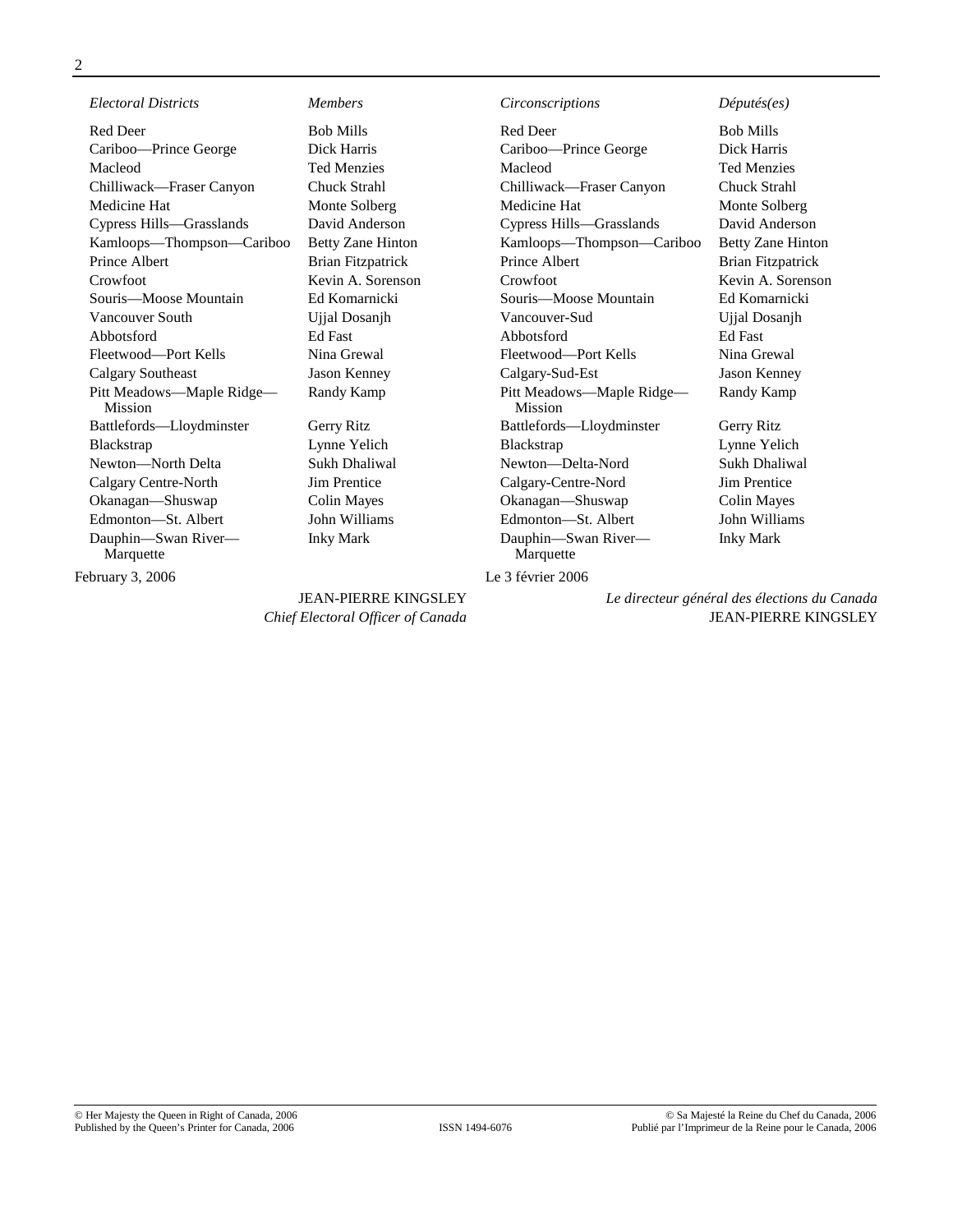| *Electoral Districts* | *Members* |
| --- | --- |
| Red Deer | Bob Mills |
| Cariboo—Prince George | Dick Harris |
| Macleod | Ted Menzies |
| Chilliwack—Fraser Canyon | Chuck Strahl |
| Medicine Hat | Monte Solberg |
| Cypress Hills—Grasslands | David Anderson |
| Kamloops—Thompson—Cariboo | Betty Zane Hinton |
| Prince Albert | Brian Fitzpatrick |
| Crowfoot | Kevin A. Sorenson |
| Souris—Moose Mountain | Ed Komarnicki |
| Vancouver South | Ujjal Dosanjh |
| Abbotsford | Ed Fast |
| Fleetwood—Port Kells | Nina Grewal |
| Calgary Southeast | Jason Kenney |
| Pitt Meadows—Maple Ridge—Mission | Randy Kamp |
| Battlefords—Lloydminster | Gerry Ritz |
| Blackstrap | Lynne Yelich |
| Newton—North Delta | Sukh Dhaliwal |
| Calgary Centre-North | Jim Prentice |
| Okanagan—Shuswap | Colin Mayes |
| Edmonton—St. Albert | John Williams |
| Dauphin—Swan River—Marquette | Inky Mark |

February 3, 2006

JEAN-PIERRE KINGSLEY
*Chief Electoral Officer of Canada*

| *Circonscriptions* | *Députés(es)* |
| --- | --- |
| Red Deer | Bob Mills |
| Cariboo—Prince George | Dick Harris |
| Macleod | Ted Menzies |
| Chilliwack—Fraser Canyon | Chuck Strahl |
| Medicine Hat | Monte Solberg |
| Cypress Hills—Grasslands | David Anderson |
| Kamloops—Thompson—Cariboo | Betty Zane Hinton |
| Prince Albert | Brian Fitzpatrick |
| Crowfoot | Kevin A. Sorenson |
| Souris—Moose Mountain | Ed Komarnicki |
| Vancouver-Sud | Ujjal Dosanjh |
| Abbotsford | Ed Fast |
| Fleetwood—Port Kells | Nina Grewal |
| Calgary-Sud-Est | Jason Kenney |
| Pitt Meadows—Maple Ridge—Mission | Randy Kamp |
| Battlefords—Lloydminster | Gerry Ritz |
| Blackstrap | Lynne Yelich |
| Newton—Delta-Nord | Sukh Dhaliwal |
| Calgary-Centre-Nord | Jim Prentice |
| Okanagan—Shuswap | Colin Mayes |
| Edmonton—St. Albert | John Williams |
| Dauphin—Swan River—Marquette | Inky Mark |

Le 3 février 2006

*Le directeur général des élections du Canada*
JEAN-PIERRE KINGSLEY

© Her Majesty the Queen in Right of Canada, 2006
Published by the Queen's Printer for Canada, 2006

ISSN 1494-6076

© Sa Majesté la Reine du Chef du Canada, 2006
Publié par l'Imprimeur de la Reine pour le Canada, 2006